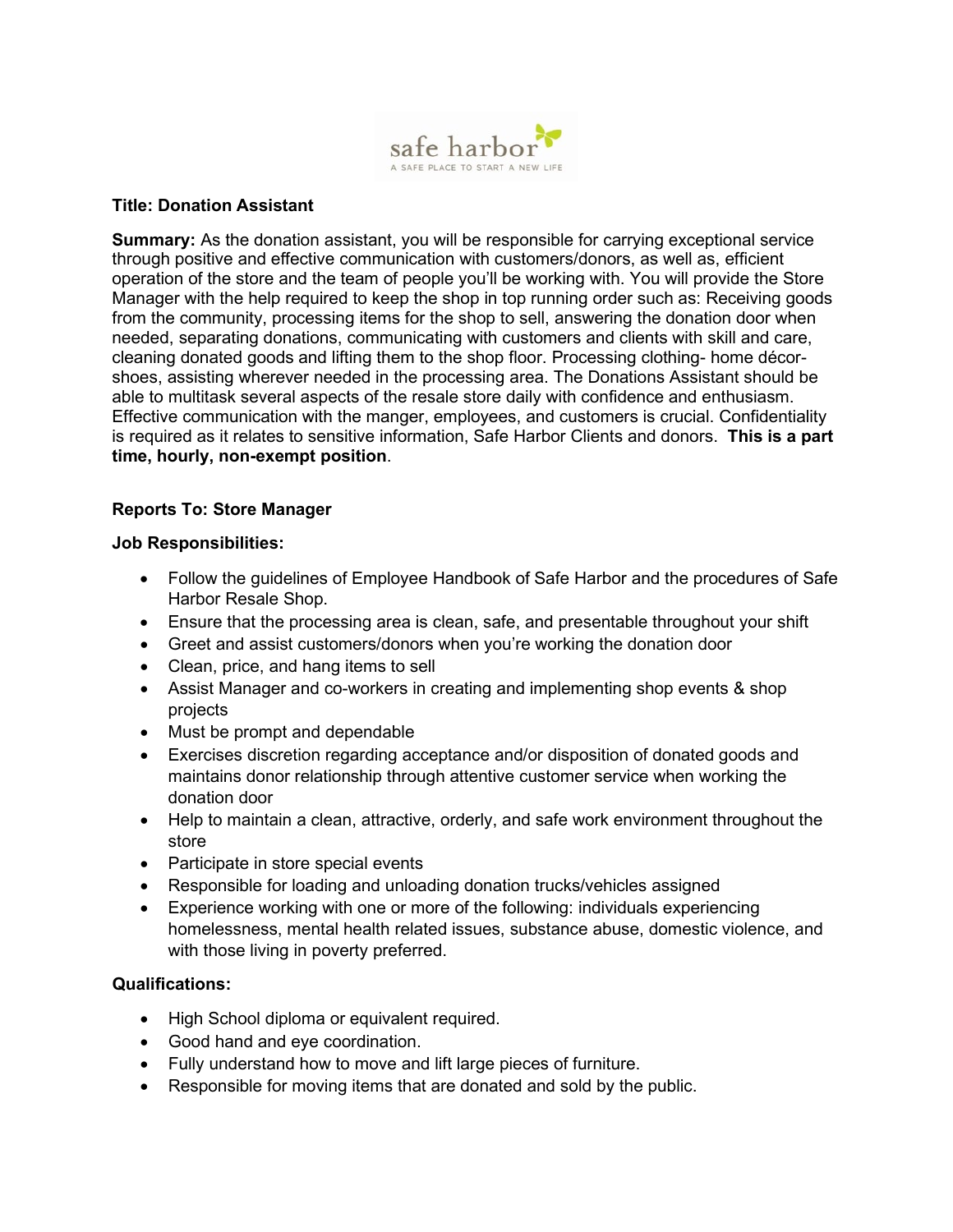safe harbor

A SAFE PLACE TO START A NEW LIFE

**Title: Donation Assistant**

**Summary:** As the donation assistant, you will be responsible for carrying exceptional service through positive and effective communication with customers/donors, as well as, efficient operation of the store and the team of people you'll be working with. You will provide the Store Manager with the help required to keep the shop in top running order such as: Receiving goods from the community, processing items for the shop to sell, answering the donation door when needed, separating donations, communicating with customers and clients with skill and care, cleaning donated goods and lifting them to the shop floor. Processing clothing- home décor- shoes, assisting wherever needed in the processing area. The Donations Assistant should be able to multitask several aspects of the resale store daily with confidence and enthusiasm. Effective communication with the manger, employees, and customers is crucial. Confidentiality is required as it relates to sensitive information, Safe Harbor Clients and donors. **This is a part time, hourly, non-exempt position**.

**Reports To: Store Manager**

**Job Responsibilities:**

- Follow the guidelines of Employee Handbook of Safe Harbor and the procedures of Safe Harbor Resale Shop.
- Ensure that the processing area is clean, safe, and presentable throughout your shift
- Greet and assist customers/donors when you're working the donation door
- Clean, price, and hang items to sell
- Assist Manager and co-workers in creating and implementing shop events & shop projects
- Must be prompt and dependable
- Exercises discretion regarding acceptance and/or disposition of donated goods and maintains donor relationship through attentive customer service when working the donation door
- Help to maintain a clean, attractive, orderly, and safe work environment throughout the store
- Participate in store special events
- Responsible for loading and unloading donation trucks/vehicles assigned
- Experience working with one or more of the following: individuals experiencing homelessness, mental health related issues, substance abuse, domestic violence, and with those living in poverty preferred.

**Qualifications:**

- High School diploma or equivalent required.
- Good hand and eye coordination.
- Fully understand how to move and lift large pieces of furniture.
- Responsible for moving items that are donated and sold by the public.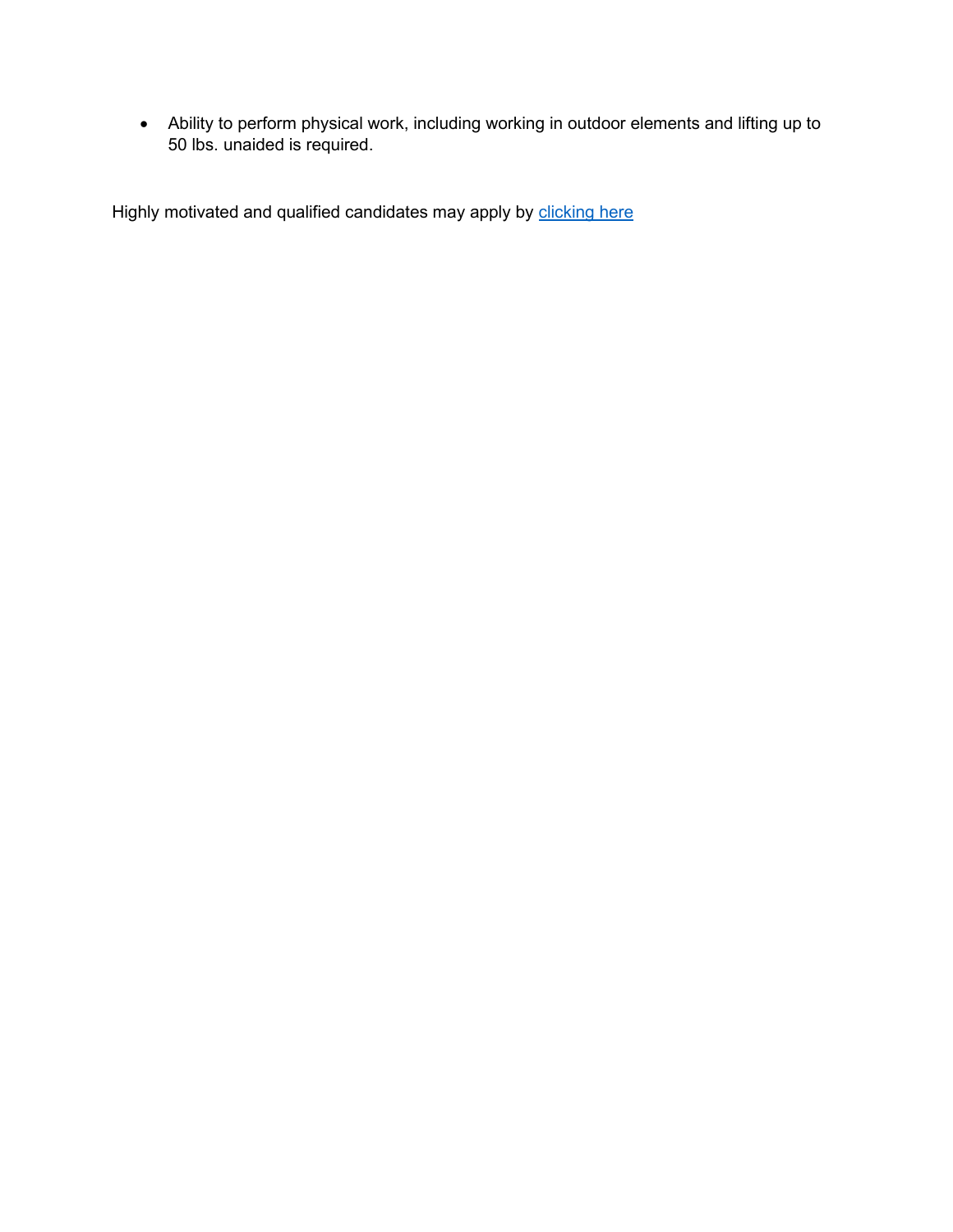- Ability to perform physical work, including working in outdoor elements and lifting up to 50 lbs. unaided is required.

Highly motivated and qualified candidates may apply by clicking here